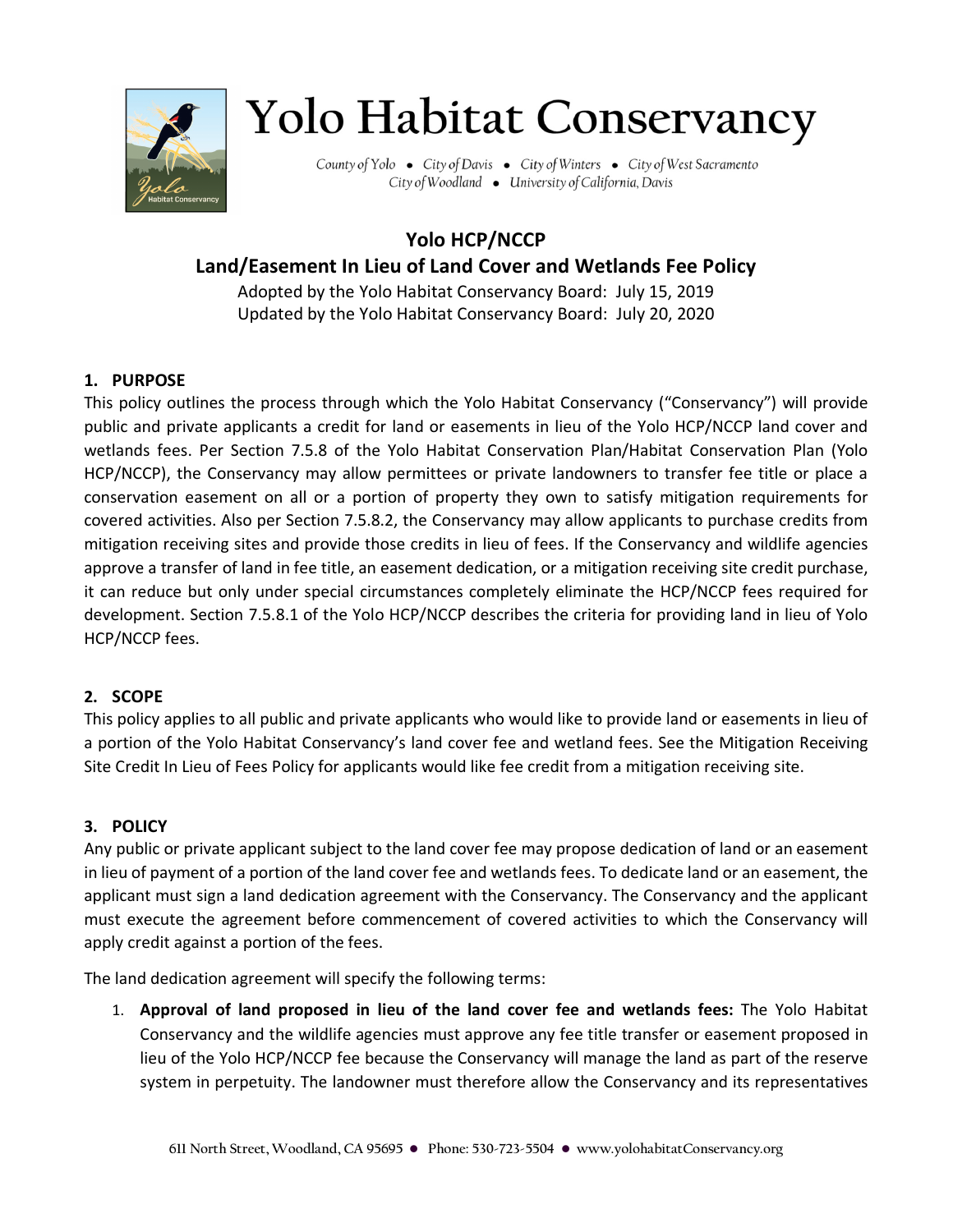# Yolo Habitat Conservancy

*County of Yolo • City of Davis • City of Winters • City of West Sacramento*
*City of Woodland • University of California, Davis*

## Yolo HCP/NCCP
## Land/Easement In Lieu of Land Cover and Wetlands Fee Policy

Adopted by the Yolo Habitat Conservancy Board: July 15, 2019
Updated by the Yolo Habitat Conservancy Board: July 20, 2020

### 1. PURPOSE

This policy outlines the process through which the Yolo Habitat Conservancy ("Conservancy") will provide public and private applicants a credit for land or easements in lieu of the Yolo HCP/NCCP land cover and wetlands fees. Per Section 7.5.8 of the Yolo Habitat Conservation Plan/Habitat Conservation Plan (Yolo HCP/NCCP), the Conservancy may allow permittees or private landowners to transfer fee title or place a conservation easement on all or a portion of property they own to satisfy mitigation requirements for covered activities. Also per Section 7.5.8.2, the Conservancy may allow applicants to purchase credits from mitigation receiving sites and provide those credits in lieu of fees. If the Conservancy and wildlife agencies approve a transfer of land in fee title, an easement dedication, or a mitigation receiving site credit purchase, it can reduce but only under special circumstances completely eliminate the HCP/NCCP fees required for development. Section 7.5.8.1 of the Yolo HCP/NCCP describes the criteria for providing land in lieu of Yolo HCP/NCCP fees.

### 2. SCOPE

This policy applies to all public and private applicants who would like to provide land or easements in lieu of a portion of the Yolo Habitat Conservancy's land cover fee and wetland fees. See the Mitigation Receiving Site Credit In Lieu of Fees Policy for applicants would like fee credit from a mitigation receiving site.

### 3. POLICY

Any public or private applicant subject to the land cover fee may propose dedication of land or an easement in lieu of payment of a portion of the land cover fee and wetlands fees. To dedicate land or an easement, the applicant must sign a land dedication agreement with the Conservancy. The Conservancy and the applicant must execute the agreement before commencement of covered activities to which the Conservancy will apply credit against a portion of the fees.

The land dedication agreement will specify the following terms:

1. **Approval of land proposed in lieu of the land cover fee and wetlands fees:** The Yolo Habitat Conservancy and the wildlife agencies must approve any fee title transfer or easement proposed in lieu of the Yolo HCP/NCCP fee because the Conservancy will manage the land as part of the reserve system in perpetuity. The landowner must therefore allow the Conservancy and its representatives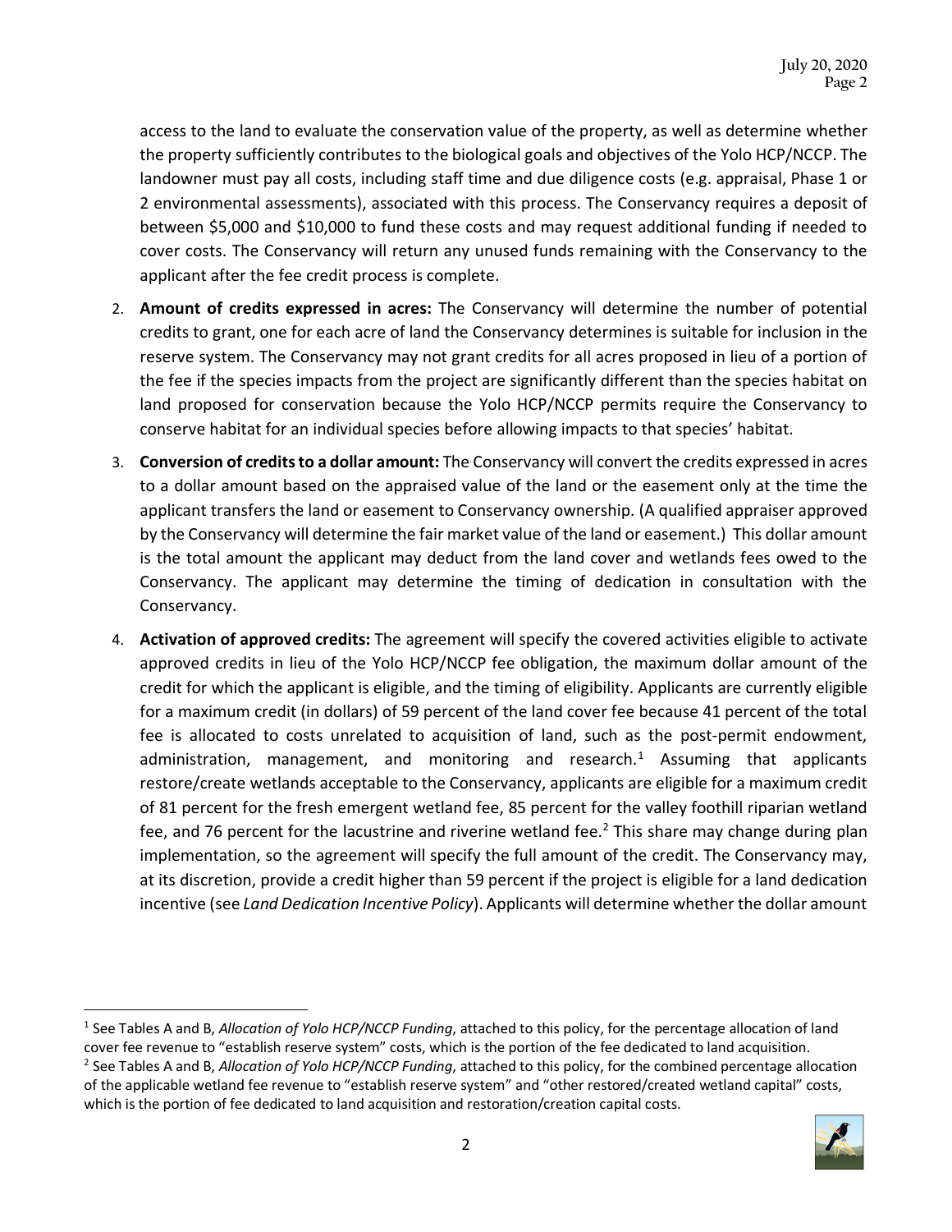access to the land to evaluate the conservation value of the property, as well as determine whether the property sufficiently contributes to the biological goals and objectives of the Yolo HCP/NCCP. The landowner must pay all costs, including staff time and due diligence costs (e.g. appraisal, Phase 1 or 2 environmental assessments), associated with this process. The Conservancy requires a deposit of between $5,000 and $10,000 to fund these costs and may request additional funding if needed to cover costs. The Conservancy will return any unused funds remaining with the Conservancy to the applicant after the fee credit process is complete.

2. **Amount of credits expressed in acres:** The Conservancy will determine the number of potential credits to grant, one for each acre of land the Conservancy determines is suitable for inclusion in the reserve system. The Conservancy may not grant credits for all acres proposed in lieu of a portion of the fee if the species impacts from the project are significantly different than the species habitat on land proposed for conservation because the Yolo HCP/NCCP permits require the Conservancy to conserve habitat for an individual species before allowing impacts to that species' habitat.
3. **Conversion of credits to a dollar amount:** The Conservancy will convert the credits expressed in acres to a dollar amount based on the appraised value of the land or the easement only at the time the applicant transfers the land or easement to Conservancy ownership. (A qualified appraiser approved by the Conservancy will determine the fair market value of the land or easement.) This dollar amount is the total amount the applicant may deduct from the land cover and wetlands fees owed to the Conservancy. The applicant may determine the timing of dedication in consultation with the Conservancy.
4. **Activation of approved credits:** The agreement will specify the covered activities eligible to activate approved credits in lieu of the Yolo HCP/NCCP fee obligation, the maximum dollar amount of the credit for which the applicant is eligible, and the timing of eligibility. Applicants are currently eligible for a maximum credit (in dollars) of 59 percent of the land cover fee because 41 percent of the total fee is allocated to costs unrelated to acquisition of land, such as the post-permit endowment, administration, management, and monitoring and research.[1] Assuming that applicants restore/create wetlands acceptable to the Conservancy, applicants are eligible for a maximum credit of 81 percent for the fresh emergent wetland fee, 85 percent for the valley foothill riparian wetland fee, and 76 percent for the lacustrine and riverine wetland fee.[2] This share may change during plan implementation, so the agreement will specify the full amount of the credit. The Conservancy may, at its discretion, provide a credit higher than 59 percent if the project is eligible for a land dedication incentive (see *Land Dedication Incentive Policy*). Applicants will determine whether the dollar amount

---

[1] See Tables A and B, *Allocation of Yolo HCP/NCCP Funding*, attached to this policy, for the percentage allocation of land cover fee revenue to "establish reserve system" costs, which is the portion of the fee dedicated to land acquisition.

[2] See Tables A and B, *Allocation of Yolo HCP/NCCP Funding*, attached to this policy, for the combined percentage allocation of the applicable wetland fee revenue to "establish reserve system" and "other restored/created wetland capital" costs, which is the portion of fee dedicated to land acquisition and restoration/creation capital costs.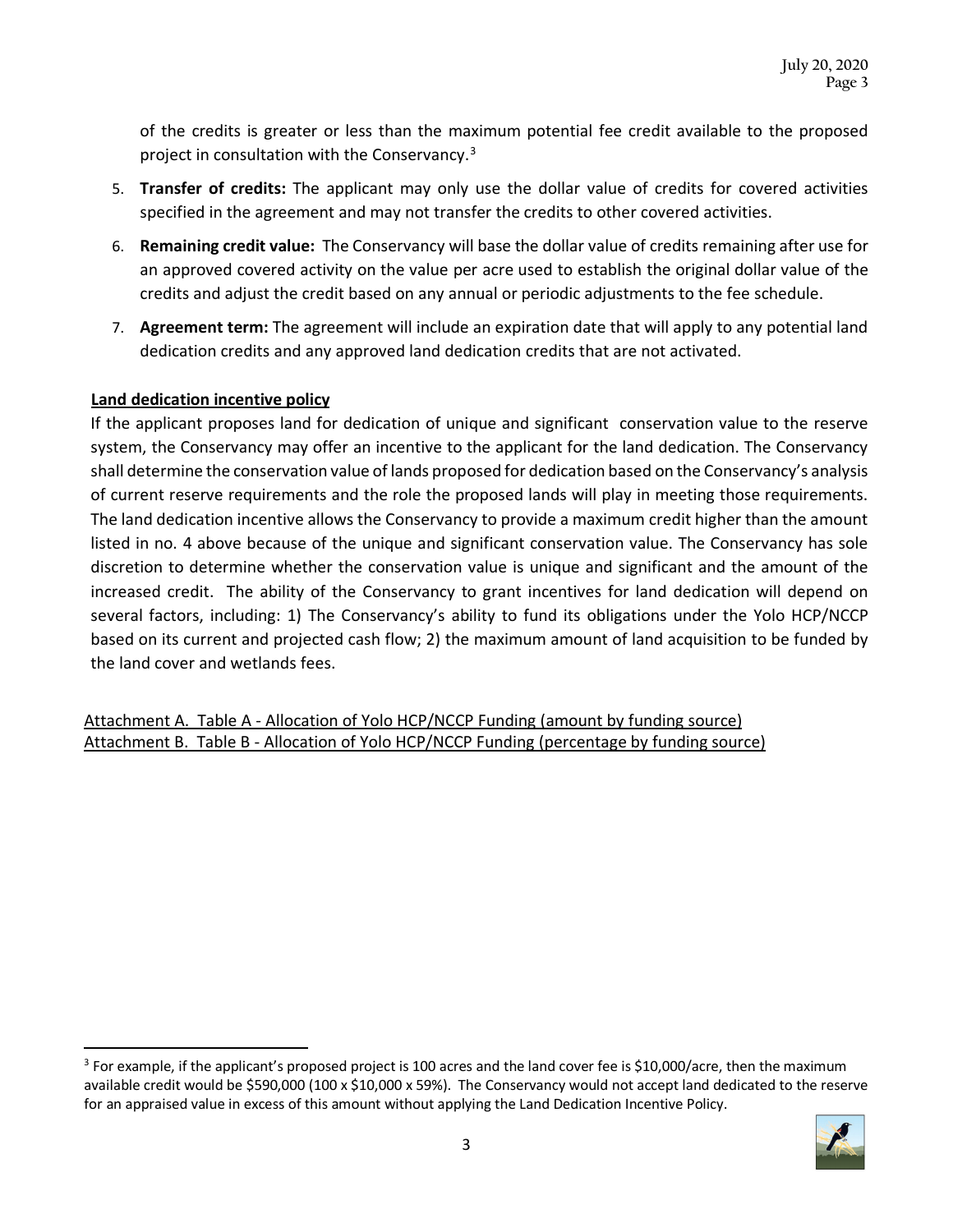of the credits is greater or less than the maximum potential fee credit available to the proposed project in consultation with the Conservancy.[3]

5. **Transfer of credits:** The applicant may only use the dollar value of credits for covered activities specified in the agreement and may not transfer the credits to other covered activities.
6. **Remaining credit value:** The Conservancy will base the dollar value of credits remaining after use for an approved covered activity on the value per acre used to establish the original dollar value of the credits and adjust the credit based on any annual or periodic adjustments to the fee schedule.
7. **Agreement term:** The agreement will include an expiration date that will apply to any potential land dedication credits and any approved land dedication credits that are not activated.

**Land dedication incentive policy**

If the applicant proposes land for dedication of unique and significant conservation value to the reserve system, the Conservancy may offer an incentive to the applicant for the land dedication. The Conservancy shall determine the conservation value of lands proposed for dedication based on the Conservancy's analysis of current reserve requirements and the role the proposed lands will play in meeting those requirements. The land dedication incentive allows the Conservancy to provide a maximum credit higher than the amount listed in no. 4 above because of the unique and significant conservation value. The Conservancy has sole discretion to determine whether the conservation value is unique and significant and the amount of the increased credit. The ability of the Conservancy to grant incentives for land dedication will depend on several factors, including: 1) The Conservancy's ability to fund its obligations under the Yolo HCP/NCCP based on its current and projected cash flow; 2) the maximum amount of land acquisition to be funded by the land cover and wetlands fees.

Attachment A. Table A - Allocation of Yolo HCP/NCCP Funding (amount by funding source)
Attachment B. Table B - Allocation of Yolo HCP/NCCP Funding (percentage by funding source)

[3] For example, if the applicant's proposed project is 100 acres and the land cover fee is $10,000/acre, then the maximum available credit would be $590,000 (100 x $10,000 x 59%). The Conservancy would not accept land dedicated to the reserve for an appraised value in excess of this amount without applying the Land Dedication Incentive Policy.